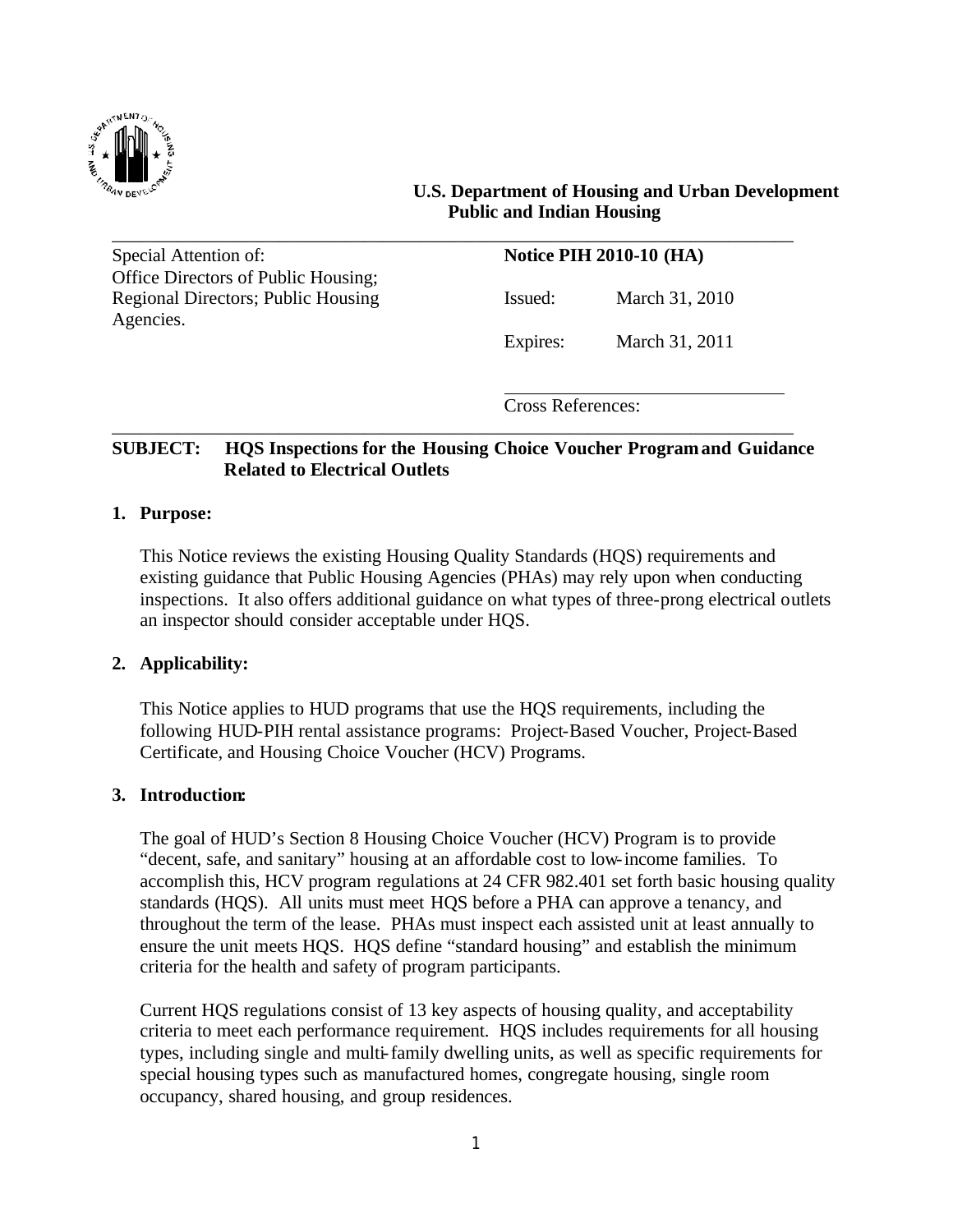**U.S. Department of Housing and Urban Development**
**Public and Indian Housing**

| Special Attention of: | **Notice PIH 2010-10 (HA)** | |
|---|---|---|
| Office Directors of Public Housing; Regional Directors; Public Housing Agencies. | Issued: | March 31, 2010 |
| | Expires: | March 31, 2011 |
| | Cross References: | |

**SUBJECT: HQS Inspections for the Housing Choice Voucher Program and Guidance Related to Electrical Outlets**

## 1. Purpose:

This Notice reviews the existing Housing Quality Standards (HQS) requirements and existing guidance that Public Housing Agencies (PHAs) may rely upon when conducting inspections. It also offers additional guidance on what types of three-prong electrical outlets an inspector should consider acceptable under HQS.

## 2. Applicability:

This Notice applies to HUD programs that use the HQS requirements, including the following HUD-PIH rental assistance programs: Project-Based Voucher, Project-Based Certificate, and Housing Choice Voucher (HCV) Programs.

## 3. Introduction:

The goal of HUD's Section 8 Housing Choice Voucher (HCV) Program is to provide "decent, safe, and sanitary" housing at an affordable cost to low-income families. To accomplish this, HCV program regulations at 24 CFR 982.401 set forth basic housing quality standards (HQS). All units must meet HQS before a PHA can approve a tenancy, and throughout the term of the lease. PHAs must inspect each assisted unit at least annually to ensure the unit meets HQS. HQS define "standard housing" and establish the minimum criteria for the health and safety of program participants.

Current HQS regulations consist of 13 key aspects of housing quality, and acceptability criteria to meet each performance requirement. HQS includes requirements for all housing types, including single and multi-family dwelling units, as well as specific requirements for special housing types such as manufactured homes, congregate housing, single room occupancy, shared housing, and group residences.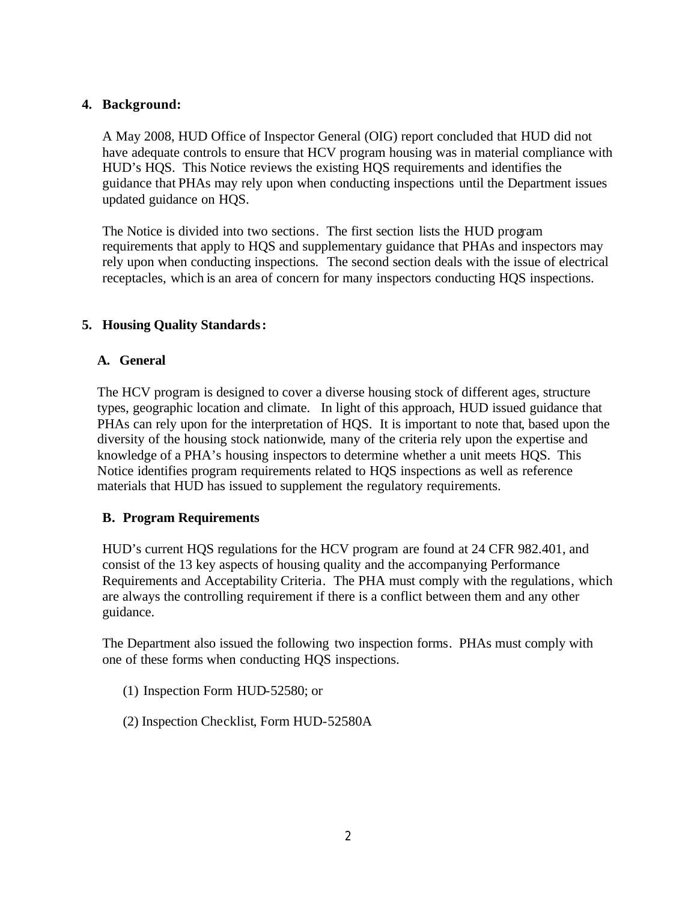**4. Background:**

A May 2008, HUD Office of Inspector General (OIG) report concluded that HUD did not have adequate controls to ensure that HCV program housing was in material compliance with HUD's HQS. This Notice reviews the existing HQS requirements and identifies the guidance that PHAs may rely upon when conducting inspections until the Department issues updated guidance on HQS.

The Notice is divided into two sections. The first section lists the HUD program requirements that apply to HQS and supplementary guidance that PHAs and inspectors may rely upon when conducting inspections. The second section deals with the issue of electrical receptacles, which is an area of concern for many inspectors conducting HQS inspections.

**5. Housing Quality Standards:**

**A. General**

The HCV program is designed to cover a diverse housing stock of different ages, structure types, geographic location and climate. In light of this approach, HUD issued guidance that PHAs can rely upon for the interpretation of HQS. It is important to note that, based upon the diversity of the housing stock nationwide, many of the criteria rely upon the expertise and knowledge of a PHA's housing inspectors to determine whether a unit meets HQS. This Notice identifies program requirements related to HQS inspections as well as reference materials that HUD has issued to supplement the regulatory requirements.

**B. Program Requirements**

HUD's current HQS regulations for the HCV program are found at 24 CFR 982.401, and consist of the 13 key aspects of housing quality and the accompanying Performance Requirements and Acceptability Criteria. The PHA must comply with the regulations, which are always the controlling requirement if there is a conflict between them and any other guidance.

The Department also issued the following two inspection forms. PHAs must comply with one of these forms when conducting HQS inspections.

(1) Inspection Form HUD-52580; or

(2) Inspection Checklist, Form HUD-52580A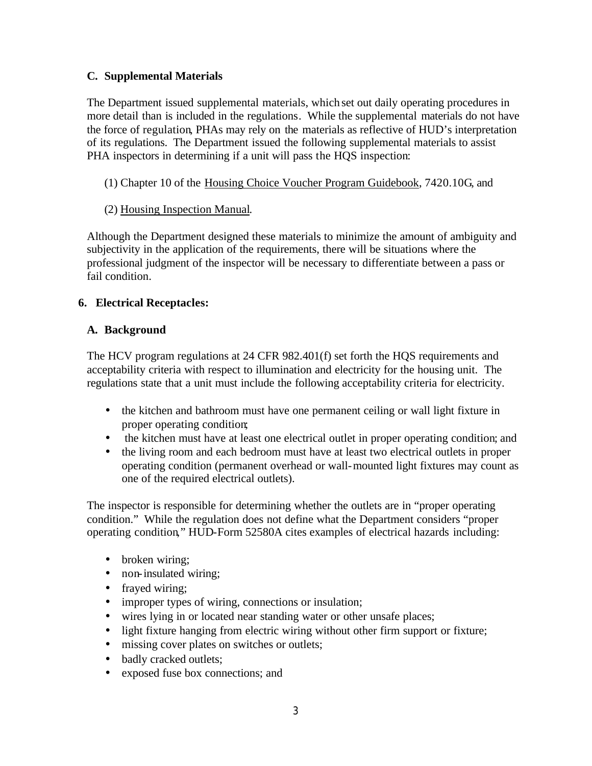### C. Supplemental Materials

The Department issued supplemental materials, which set out daily operating procedures in more detail than is included in the regulations. While the supplemental materials do not have the force of regulation, PHAs may rely on the materials as reflective of HUD's interpretation of its regulations. The Department issued the following supplemental materials to assist PHA inspectors in determining if a unit will pass the HQS inspection:

(1) Chapter 10 of the Housing Choice Voucher Program Guidebook, 7420.10G, and

(2) Housing Inspection Manual.

Although the Department designed these materials to minimize the amount of ambiguity and subjectivity in the application of the requirements, there will be situations where the professional judgment of the inspector will be necessary to differentiate between a pass or fail condition.

## 6. Electrical Receptacles:

### A. Background

The HCV program regulations at 24 CFR 982.401(f) set forth the HQS requirements and acceptability criteria with respect to illumination and electricity for the housing unit. The regulations state that a unit must include the following acceptability criteria for electricity.

- the kitchen and bathroom must have one permanent ceiling or wall light fixture in proper operating condition;
- the kitchen must have at least one electrical outlet in proper operating condition; and
- the living room and each bedroom must have at least two electrical outlets in proper operating condition (permanent overhead or wall-mounted light fixtures may count as one of the required electrical outlets).

The inspector is responsible for determining whether the outlets are in "proper operating condition." While the regulation does not define what the Department considers "proper operating condition," HUD-Form 52580A cites examples of electrical hazards including:

- broken wiring;
- non-insulated wiring;
- frayed wiring;
- improper types of wiring, connections or insulation;
- wires lying in or located near standing water or other unsafe places;
- light fixture hanging from electric wiring without other firm support or fixture;
- missing cover plates on switches or outlets;
- badly cracked outlets;
- exposed fuse box connections; and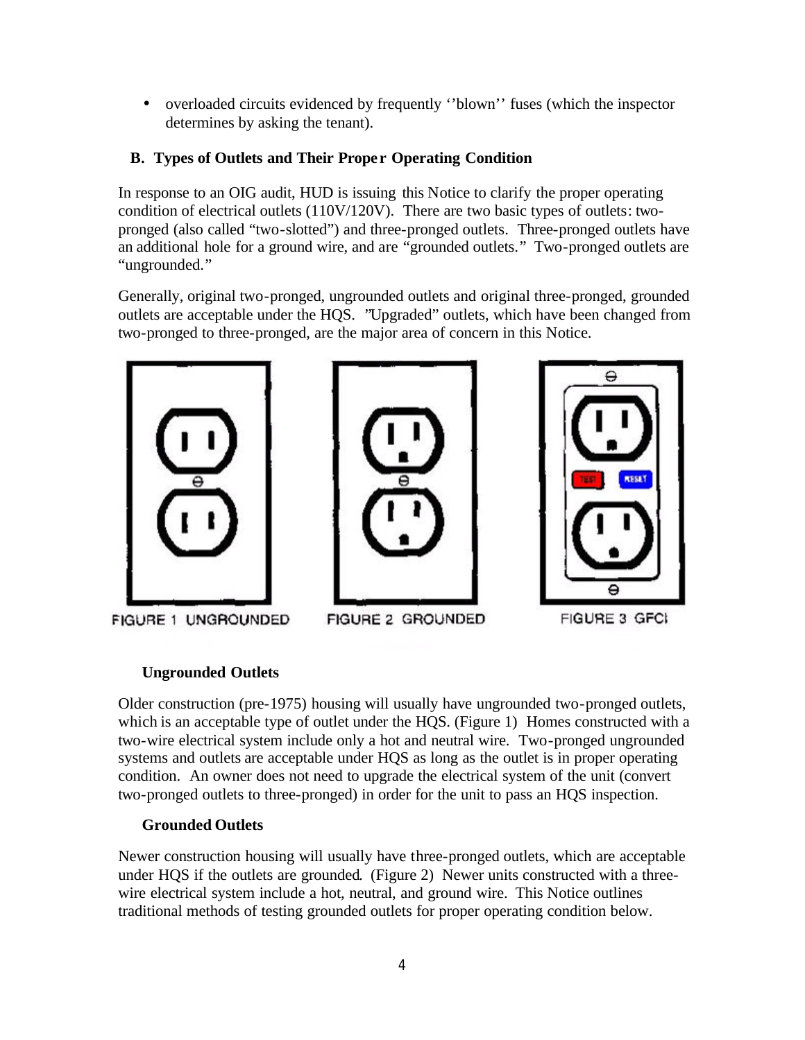- overloaded circuits evidenced by frequently ''blown'' fuses (which the inspector determines by asking the tenant).

## B. Types of Outlets and Their Proper Operating Condition

In response to an OIG audit, HUD is issuing this Notice to clarify the proper operating condition of electrical outlets (110V/120V). There are two basic types of outlets: two-pronged (also called "two-slotted") and three-pronged outlets. Three-pronged outlets have an additional hole for a ground wire, and are "grounded outlets." Two-pronged outlets are "ungrounded."

Generally, original two-pronged, ungrounded outlets and original three-pronged, grounded outlets are acceptable under the HQS. "Upgraded" outlets, which have been changed from two-pronged to three-pronged, are the major area of concern in this Notice.

FIGURE 1 UNGROUNDED

FIGURE 2 GROUNDED

FIGURE 3 GFCI

### Ungrounded Outlets

Older construction (pre-1975) housing will usually have ungrounded two-pronged outlets, which is an acceptable type of outlet under the HQS. (Figure 1) Homes constructed with a two-wire electrical system include only a hot and neutral wire. Two-pronged ungrounded systems and outlets are acceptable under HQS as long as the outlet is in proper operating condition. An owner does not need to upgrade the electrical system of the unit (convert two-pronged outlets to three-pronged) in order for the unit to pass an HQS inspection.

### Grounded Outlets

Newer construction housing will usually have three-pronged outlets, which are acceptable under HQS if the outlets are grounded. (Figure 2) Newer units constructed with a three-wire electrical system include a hot, neutral, and ground wire. This Notice outlines traditional methods of testing grounded outlets for proper operating condition below.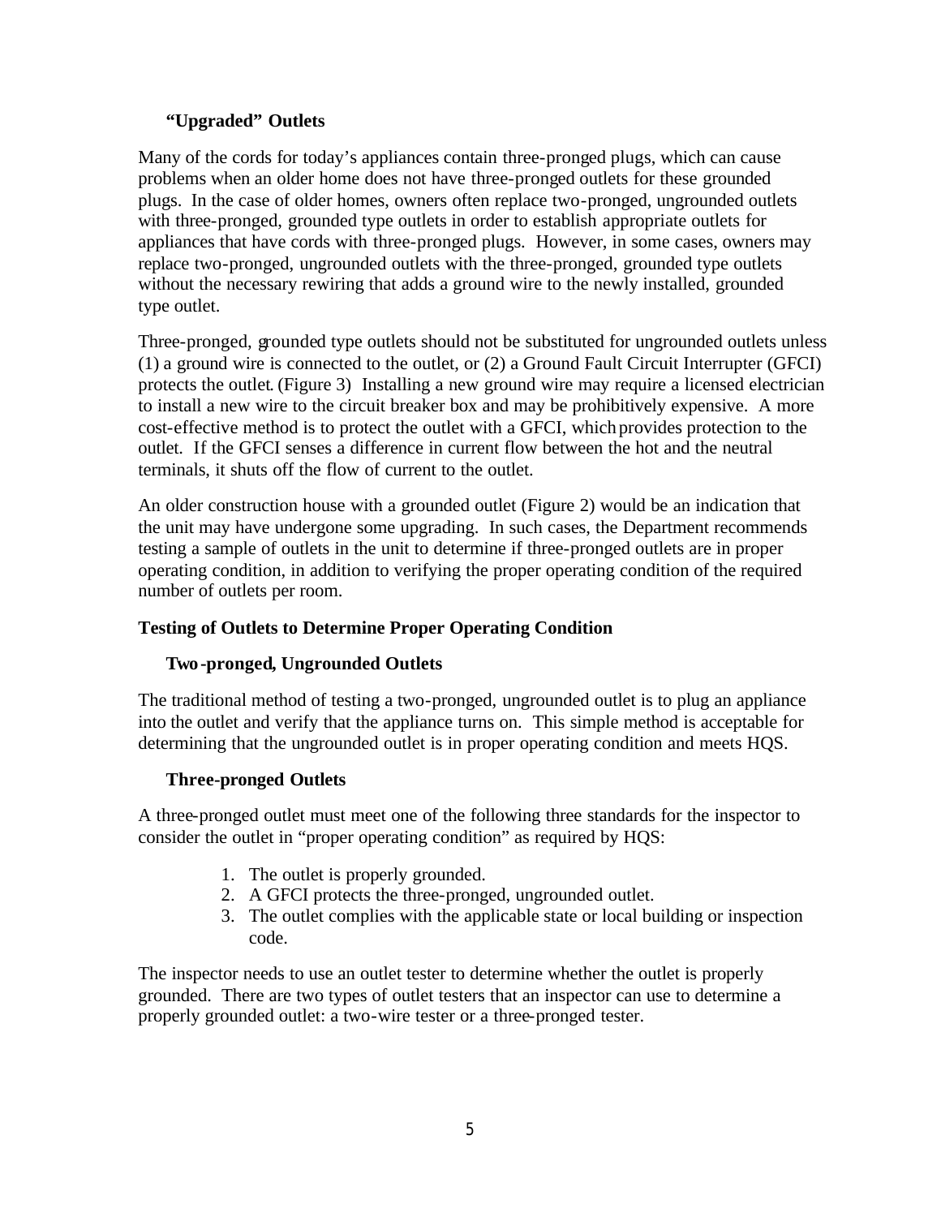### “Upgraded” Outlets

Many of the cords for today’s appliances contain three-pronged plugs, which can cause problems when an older home does not have three-pronged outlets for these grounded plugs. In the case of older homes, owners often replace two-pronged, ungrounded outlets with three-pronged, grounded type outlets in order to establish appropriate outlets for appliances that have cords with three-pronged plugs. However, in some cases, owners may replace two-pronged, ungrounded outlets with the three-pronged, grounded type outlets without the necessary rewiring that adds a ground wire to the newly installed, grounded type outlet.

Three-pronged, grounded type outlets should not be substituted for ungrounded outlets unless (1) a ground wire is connected to the outlet, or (2) a Ground Fault Circuit Interrupter (GFCI) protects the outlet. (Figure 3) Installing a new ground wire may require a licensed electrician to install a new wire to the circuit breaker box and may be prohibitively expensive. A more cost-effective method is to protect the outlet with a GFCI, which provides protection to the outlet. If the GFCI senses a difference in current flow between the hot and the neutral terminals, it shuts off the flow of current to the outlet.

An older construction house with a grounded outlet (Figure 2) would be an indication that the unit may have undergone some upgrading. In such cases, the Department recommends testing a sample of outlets in the unit to determine if three-pronged outlets are in proper operating condition, in addition to verifying the proper operating condition of the required number of outlets per room.

## Testing of Outlets to Determine Proper Operating Condition

### Two-pronged, Ungrounded Outlets

The traditional method of testing a two-pronged, ungrounded outlet is to plug an appliance into the outlet and verify that the appliance turns on. This simple method is acceptable for determining that the ungrounded outlet is in proper operating condition and meets HQS.

### Three-pronged Outlets

A three-pronged outlet must meet one of the following three standards for the inspector to consider the outlet in “proper operating condition” as required by HQS:

1. The outlet is properly grounded.
2. A GFCI protects the three-pronged, ungrounded outlet.
3. The outlet complies with the applicable state or local building or inspection code.

The inspector needs to use an outlet tester to determine whether the outlet is properly grounded. There are two types of outlet testers that an inspector can use to determine a properly grounded outlet: a two-wire tester or a three-pronged tester.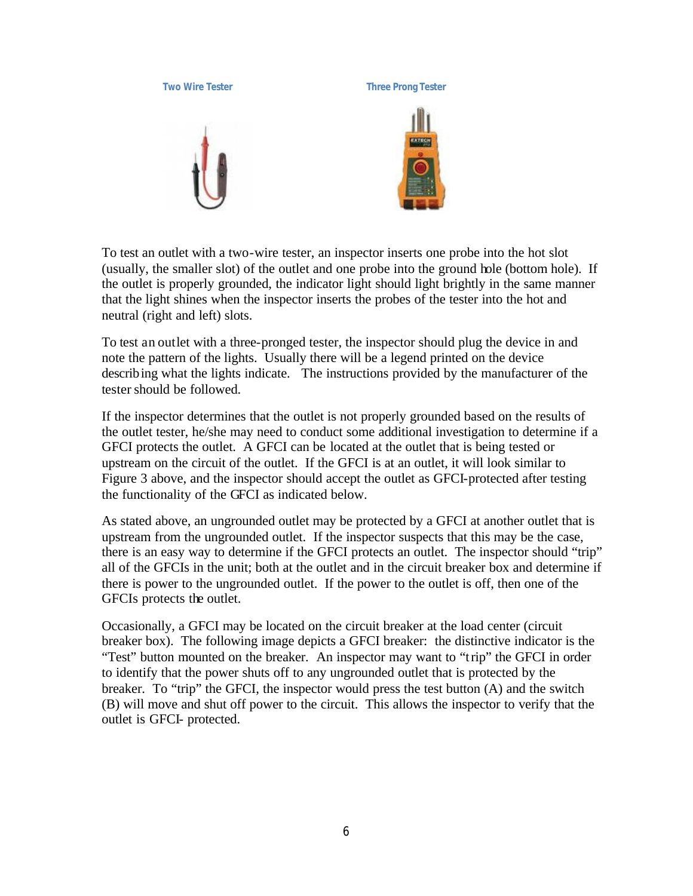Two Wire Tester

Three Prong Tester

To test an outlet with a two-wire tester, an inspector inserts one probe into the hot slot (usually, the smaller slot) of the outlet and one probe into the ground hole (bottom hole). If the outlet is properly grounded, the indicator light should light brightly in the same manner that the light shines when the inspector inserts the probes of the tester into the hot and neutral (right and left) slots.

To test an outlet with a three-pronged tester, the inspector should plug the device in and note the pattern of the lights. Usually there will be a legend printed on the device describing what the lights indicate. The instructions provided by the manufacturer of the tester should be followed.

If the inspector determines that the outlet is not properly grounded based on the results of the outlet tester, he/she may need to conduct some additional investigation to determine if a GFCI protects the outlet. A GFCI can be located at the outlet that is being tested or upstream on the circuit of the outlet. If the GFCI is at an outlet, it will look similar to Figure 3 above, and the inspector should accept the outlet as GFCI-protected after testing the functionality of the GFCI as indicated below.

As stated above, an ungrounded outlet may be protected by a GFCI at another outlet that is upstream from the ungrounded outlet. If the inspector suspects that this may be the case, there is an easy way to determine if the GFCI protects an outlet. The inspector should "trip" all of the GFCIs in the unit; both at the outlet and in the circuit breaker box and determine if there is power to the ungrounded outlet. If the power to the outlet is off, then one of the GFCIs protects the outlet.

Occasionally, a GFCI may be located on the circuit breaker at the load center (circuit breaker box). The following image depicts a GFCI breaker: the distinctive indicator is the "Test" button mounted on the breaker. An inspector may want to "trip" the GFCI in order to identify that the power shuts off to any ungrounded outlet that is protected by the breaker. To "trip" the GFCI, the inspector would press the test button (A) and the switch (B) will move and shut off power to the circuit. This allows the inspector to verify that the outlet is GFCI- protected.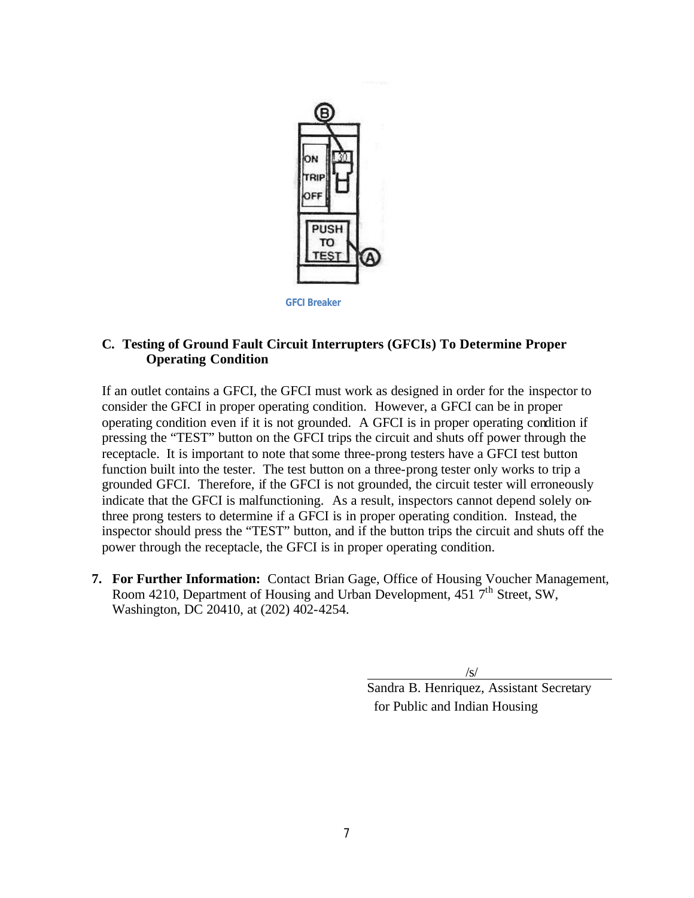GFCI Breaker

**C. Testing of Ground Fault Circuit Interrupters (GFCIs) To Determine Proper Operating Condition**

If an outlet contains a GFCI, the GFCI must work as designed in order for the inspector to consider the GFCI in proper operating condition. However, a GFCI can be in proper operating condition even if it is not grounded. A GFCI is in proper operating condition if pressing the "TEST" button on the GFCI trips the circuit and shuts off power through the receptacle. It is important to note that some three-prong testers have a GFCI test button function built into the tester. The test button on a three-prong tester only works to trip a grounded GFCI. Therefore, if the GFCI is not grounded, the circuit tester will erroneously indicate that the GFCI is malfunctioning. As a result, inspectors cannot depend solely on three prong testers to determine if a GFCI is in proper operating condition. Instead, the inspector should press the "TEST" button, and if the button trips the circuit and shuts off the power through the receptacle, the GFCI is in proper operating condition.

7. **For Further Information:** Contact Brian Gage, Office of Housing Voucher Management, Room 4210, Department of Housing and Urban Development, 451 7th Street, SW, Washington, DC 20410, at (202) 402-4254.

/s/

Sandra B. Henriquez, Assistant Secretary
for Public and Indian Housing